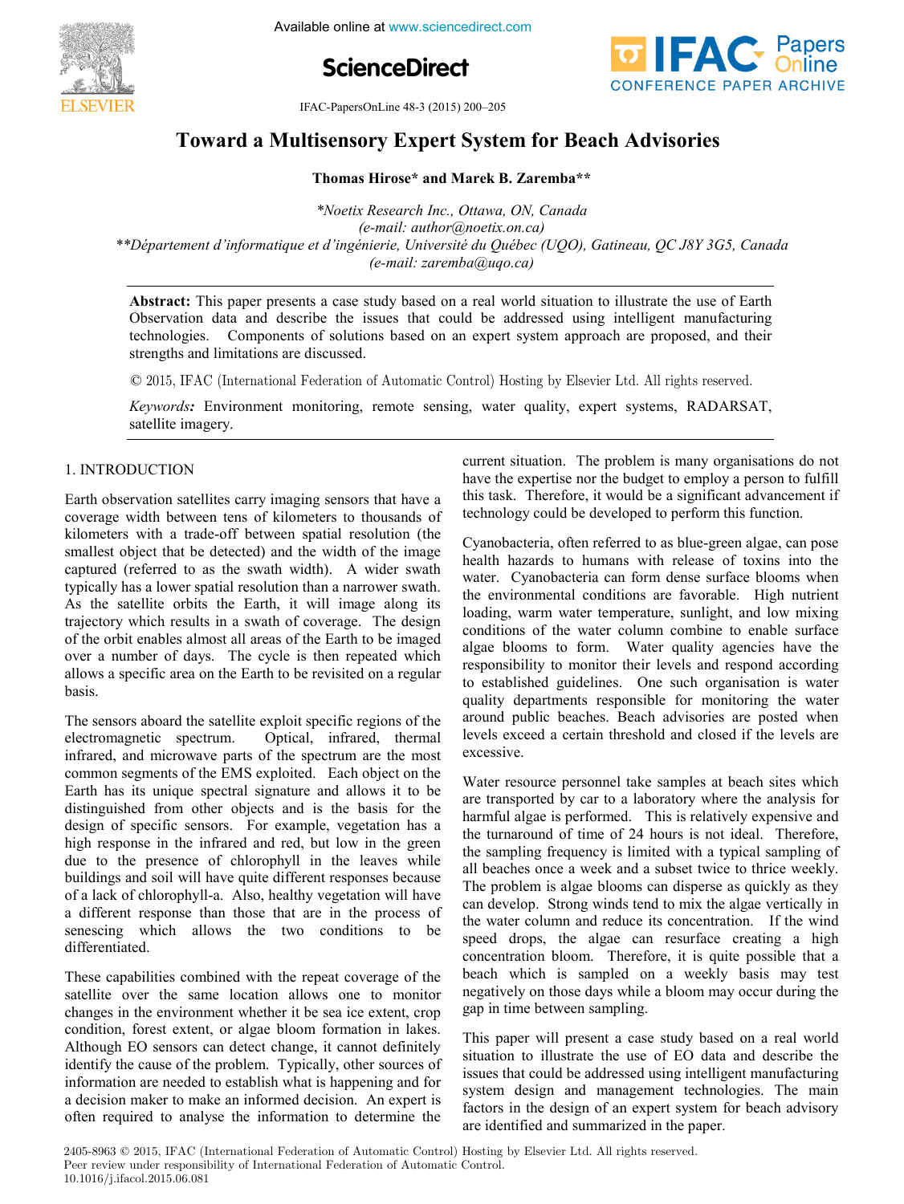# Toward a Multisensory Expert System for Beach Advisories

**Thomas Hirose\* and Marek B. Zaremba\*\***

*\*Noetix Research Inc., Ottawa, ON, Canada*
*(e-mail: author@noetix.on.ca)*
*\*\*Département d'informatique et d'ingénierie, Université du Québec (UQO), Gatineau, QC J8Y 3G5, Canada*
*(e-mail: zaremba@uqo.ca)*

**Abstract:** This paper presents a case study based on a real world situation to illustrate the use of Earth Observation data and describe the issues that could be addressed using intelligent manufacturing technologies. Components of solutions based on an expert system approach are proposed, and their strengths and limitations are discussed.

© 2015, IFAC (International Federation of Automatic Control) Hosting by Elsevier Ltd. All rights reserved.

*Keywords:* Environment monitoring, remote sensing, water quality, expert systems, RADARSAT, satellite imagery.

## 1. INTRODUCTION

Earth observation satellites carry imaging sensors that have a coverage width between tens of kilometers to thousands of kilometers with a trade-off between spatial resolution (the smallest object that be detected) and the width of the image captured (referred to as the swath width). A wider swath typically has a lower spatial resolution than a narrower swath. As the satellite orbits the Earth, it will image along its trajectory which results in a swath of coverage. The design of the orbit enables almost all areas of the Earth to be imaged over a number of days. The cycle is then repeated which allows a specific area on the Earth to be revisited on a regular basis.

The sensors aboard the satellite exploit specific regions of the electromagnetic spectrum. Optical, infrared, thermal infrared, and microwave parts of the spectrum are the most common segments of the EMS exploited. Each object on the Earth has its unique spectral signature and allows it to be distinguished from other objects and is the basis for the design of specific sensors. For example, vegetation has a high response in the infrared and red, but low in the green due to the presence of chlorophyll in the leaves while buildings and soil will have quite different responses because of a lack of chlorophyll-a. Also, healthy vegetation will have a different response than those that are in the process of senescing which allows the two conditions to be differentiated.

These capabilities combined with the repeat coverage of the satellite over the same location allows one to monitor changes in the environment whether it be sea ice extent, crop condition, forest extent, or algae bloom formation in lakes. Although EO sensors can detect change, it cannot definitely identify the cause of the problem. Typically, other sources of information are needed to establish what is happening and for a decision maker to make an informed decision. An expert is often required to analyse the information to determine the current situation. The problem is many organisations do not have the expertise nor the budget to employ a person to fulfill this task. Therefore, it would be a significant advancement if technology could be developed to perform this function.

Cyanobacteria, often referred to as blue-green algae, can pose health hazards to humans with release of toxins into the water. Cyanobacteria can form dense surface blooms when the environmental conditions are favorable. High nutrient loading, warm water temperature, sunlight, and low mixing conditions of the water column combine to enable surface algae blooms to form. Water quality agencies have the responsibility to monitor their levels and respond according to established guidelines. One such organisation is water quality departments responsible for monitoring the water around public beaches. Beach advisories are posted when levels exceed a certain threshold and closed if the levels are excessive.

Water resource personnel take samples at beach sites which are transported by car to a laboratory where the analysis for harmful algae is performed. This is relatively expensive and the turnaround of time of 24 hours is not ideal. Therefore, the sampling frequency is limited with a typical sampling of all beaches once a week and a subset twice to thrice weekly. The problem is algae blooms can disperse as quickly as they can develop. Strong winds tend to mix the algae vertically in the water column and reduce its concentration. If the wind speed drops, the algae can resurface creating a high concentration bloom. Therefore, it is quite possible that a beach which is sampled on a weekly basis may test negatively on those days while a bloom may occur during the gap in time between sampling.

This paper will present a case study based on a real world situation to illustrate the use of EO data and describe the issues that could be addressed using intelligent manufacturing system design and management technologies. The main factors in the design of an expert system for beach advisory are identified and summarized in the paper.

2405-8963 © 2015, IFAC (International Federation of Automatic Control) Hosting by Elsevier Ltd. All rights reserved.
Peer review under responsibility of International Federation of Automatic Control.
10.1016/j.ifacol.2015.06.081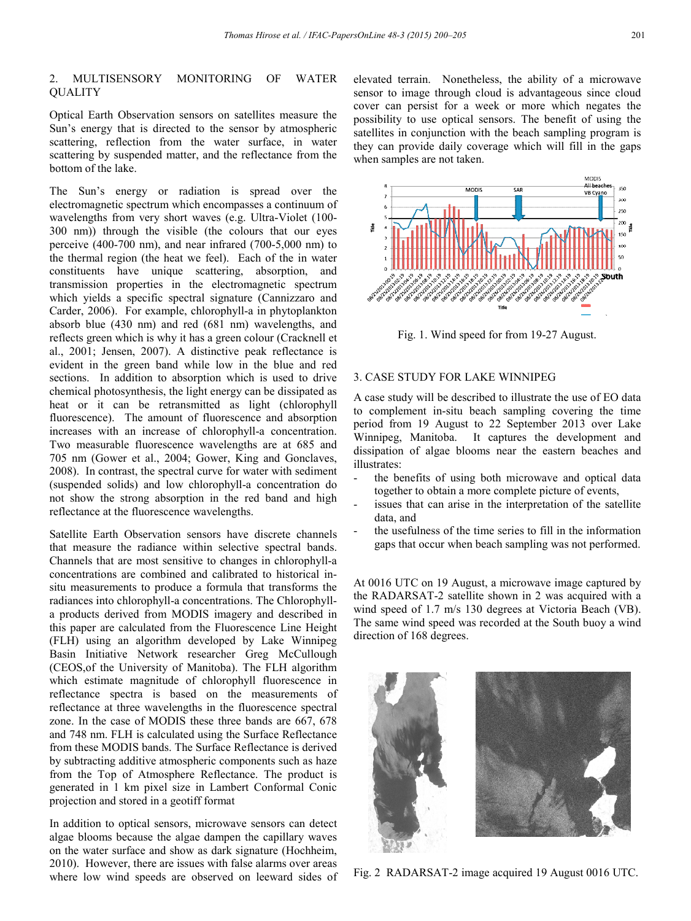## 2. MULTISENSORY MONITORING OF WATER QUALITY

Optical Earth Observation sensors on satellites measure the Sun's energy that is directed to the sensor by atmospheric scattering, reflection from the water surface, in water scattering by suspended matter, and the reflectance from the bottom of the lake.

The Sun's energy or radiation is spread over the electromagnetic spectrum which encompasses a continuum of wavelengths from very short waves (e.g. Ultra-Violet (100-300 nm)) through the visible (the colours that our eyes perceive (400-700 nm), and near infrared (700-5,000 nm) to the thermal region (the heat we feel). Each of the in water constituents have unique scattering, absorption, and transmission properties in the electromagnetic spectrum which yields a specific spectral signature (Cannizzaro and Carder, 2006). For example, chlorophyll-a in phytoplankton absorb blue (430 nm) and red (681 nm) wavelengths, and reflects green which is why it has a green colour (Cracknell et al., 2001; Jensen, 2007). A distinctive peak reflectance is evident in the green band while low in the blue and red sections. In addition to absorption which is used to drive chemical photosynthesis, the light energy can be dissipated as heat or it can be retransmitted as light (chlorophyll fluorescence). The amount of fluorescence and absorption increases with an increase of chlorophyll-a concentration. Two measurable fluorescence wavelengths are at 685 and 705 nm (Gower et al., 2004; Gower, King and Gonclaves, 2008). In contrast, the spectral curve for water with sediment (suspended solids) and low chlorophyll-a concentration do not show the strong absorption in the red band and high reflectance at the fluorescence wavelengths.

Satellite Earth Observation sensors have discrete channels that measure the radiance within selective spectral bands. Channels that are most sensitive to changes in chlorophyll-a concentrations are combined and calibrated to historical in-situ measurements to produce a formula that transforms the radiances into chlorophyll-a concentrations. The Chlorophyll-a products derived from MODIS imagery and described in this paper are calculated from the Fluorescence Line Height (FLH) using an algorithm developed by Lake Winnipeg Basin Initiative Network researcher Greg McCullough (CEOS,of the University of Manitoba). The FLH algorithm which estimate magnitude of chlorophyll fluorescence in reflectance spectra is based on the measurements of reflectance at three wavelengths in the fluorescence spectral zone. In the case of MODIS these three bands are 667, 678 and 748 nm. FLH is calculated using the Surface Reflectance from these MODIS bands. The Surface Reflectance is derived by subtracting additive atmospheric components such as haze from the Top of Atmosphere Reflectance. The product is generated in 1 km pixel size in Lambert Conformal Conic projection and stored in a geotiff format

In addition to optical sensors, microwave sensors can detect algae blooms because the algae dampen the capillary waves on the water surface and show as dark signature (Hochheim, 2010). However, there are issues with false alarms over areas where low wind speeds are observed on leeward sides of elevated terrain. Nonetheless, the ability of a microwave sensor to image through cloud is advantageous since cloud cover can persist for a week or more which negates the possibility to use optical sensors. The benefit of using the satellites in conjunction with the beach sampling program is they can provide daily coverage which will fill in the gaps when samples are not taken.

Fig. 1. Wind speed for from 19-27 August.

## 3. CASE STUDY FOR LAKE WINNIPEG

A case study will be described to illustrate the use of EO data to complement in-situ beach sampling covering the time period from 19 August to 22 September 2013 over Lake Winnipeg, Manitoba. It captures the development and dissipation of algae blooms near the eastern beaches and illustrates:

- the benefits of using both microwave and optical data together to obtain a more complete picture of events,
- issues that can arise in the interpretation of the satellite data, and
- the usefulness of the time series to fill in the information gaps that occur when beach sampling was not performed.

At 0016 UTC on 19 August, a microwave image captured by the RADARSAT-2 satellite shown in 2 was acquired with a wind speed of 1.7 m/s 130 degrees at Victoria Beach (VB). The same wind speed was recorded at the South buoy a wind direction of 168 degrees.

Fig. 2 RADARSAT-2 image acquired 19 August 0016 UTC.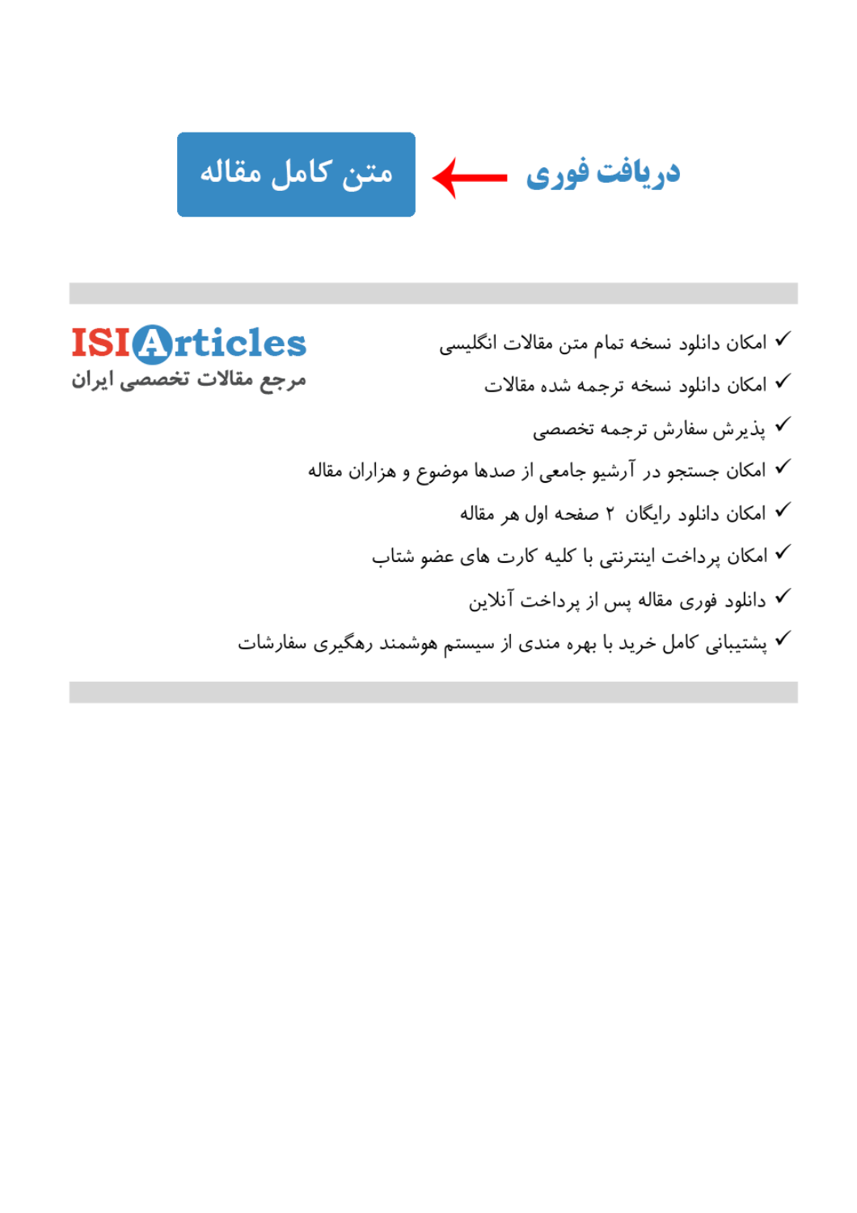دریافت فوری ← متن کامل مقاله

**ISIArticles**

مرجع مقالات تخصصی ایران

- ✓ امکان دانلود نسخه تمام متن مقالات انگلیسی
- ✓ امکان دانلود نسخه ترجمه شده مقالات
- ✓ پذیرش سفارش ترجمه تخصصی
- ✓ امکان جستجو در آرشیو جامعی از صدها موضوع و هزاران مقاله
- ✓ امکان دانلود رایگان ۲ صفحه اول هر مقاله
- ✓ امکان پرداخت اینترنتی با کلیه کارت های عضو شتاب
- ✓ دانلود فوری مقاله پس از پرداخت آنلاین
- ✓ پشتیبانی کامل خرید با بهره مندی از سیستم هوشمند رهگیری سفارشات